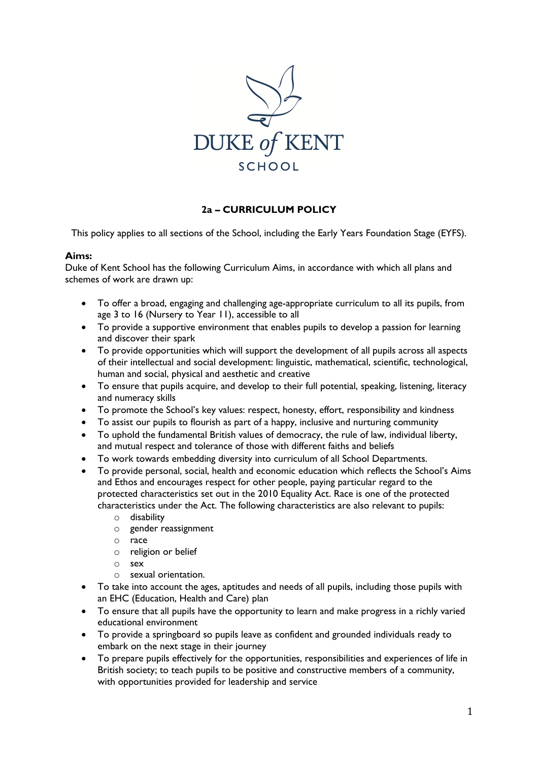DUKE *of* KENT

SCHOOL

# 2a – CURRICULUM POLICY

This policy applies to all sections of the School, including the Early Years Foundation Stage (EYFS).

**Aims:**

Duke of Kent School has the following Curriculum Aims, in accordance with which all plans and schemes of work are drawn up:

- To offer a broad, engaging and challenging age-appropriate curriculum to all its pupils, from age 3 to 16 (Nursery to Year 11), accessible to all
- To provide a supportive environment that enables pupils to develop a passion for learning and discover their spark
- To provide opportunities which will support the development of all pupils across all aspects of their intellectual and social development: linguistic, mathematical, scientific, technological, human and social, physical and aesthetic and creative
- To ensure that pupils acquire, and develop to their full potential, speaking, listening, literacy and numeracy skills
- To promote the School's key values: respect, honesty, effort, responsibility and kindness
- To assist our pupils to flourish as part of a happy, inclusive and nurturing community
- To uphold the fundamental British values of democracy, the rule of law, individual liberty, and mutual respect and tolerance of those with different faiths and beliefs
- To work towards embedding diversity into curriculum of all School Departments.
- To provide personal, social, health and economic education which reflects the School's Aims and Ethos and encourages respect for other people, paying particular regard to the protected characteristics set out in the 2010 Equality Act. Race is one of the protected characteristics under the Act. The following characteristics are also relevant to pupils:
  - disability
  - gender reassignment
  - race
  - religion or belief
  - sex
  - sexual orientation.
- To take into account the ages, aptitudes and needs of all pupils, including those pupils with an EHC (Education, Health and Care) plan
- To ensure that all pupils have the opportunity to learn and make progress in a richly varied educational environment
- To provide a springboard so pupils leave as confident and grounded individuals ready to embark on the next stage in their journey
- To prepare pupils effectively for the opportunities, responsibilities and experiences of life in British society; to teach pupils to be positive and constructive members of a community, with opportunities provided for leadership and service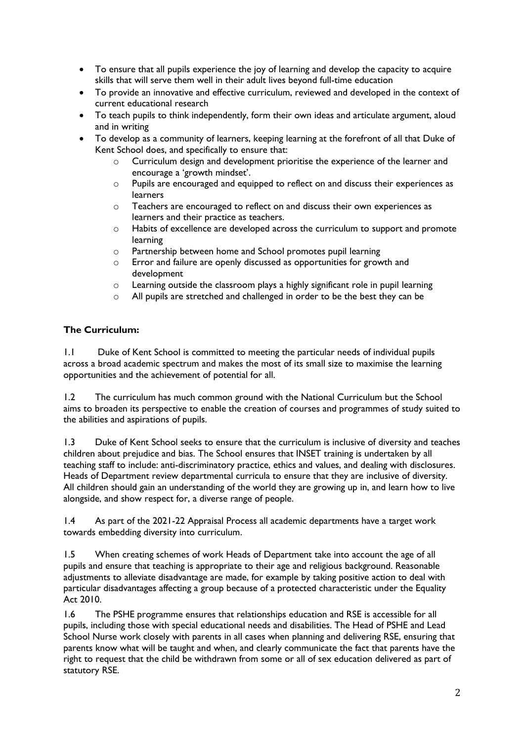- To ensure that all pupils experience the joy of learning and develop the capacity to acquire skills that will serve them well in their adult lives beyond full-time education
- To provide an innovative and effective curriculum, reviewed and developed in the context of current educational research
- To teach pupils to think independently, form their own ideas and articulate argument, aloud and in writing
- To develop as a community of learners, keeping learning at the forefront of all that Duke of Kent School does, and specifically to ensure that:
  - Curriculum design and development prioritise the experience of the learner and encourage a 'growth mindset'.
  - Pupils are encouraged and equipped to reflect on and discuss their experiences as learners
  - Teachers are encouraged to reflect on and discuss their own experiences as learners and their practice as teachers.
  - Habits of excellence are developed across the curriculum to support and promote learning
  - Partnership between home and School promotes pupil learning
  - Error and failure are openly discussed as opportunities for growth and development
  - Learning outside the classroom plays a highly significant role in pupil learning
  - All pupils are stretched and challenged in order to be the best they can be

**The Curriculum:**

1.1 Duke of Kent School is committed to meeting the particular needs of individual pupils across a broad academic spectrum and makes the most of its small size to maximise the learning opportunities and the achievement of potential for all.

1.2 The curriculum has much common ground with the National Curriculum but the School aims to broaden its perspective to enable the creation of courses and programmes of study suited to the abilities and aspirations of pupils.

1.3 Duke of Kent School seeks to ensure that the curriculum is inclusive of diversity and teaches children about prejudice and bias. The School ensures that INSET training is undertaken by all teaching staff to include: anti-discriminatory practice, ethics and values, and dealing with disclosures. Heads of Department review departmental curricula to ensure that they are inclusive of diversity. All children should gain an understanding of the world they are growing up in, and learn how to live alongside, and show respect for, a diverse range of people.

1.4 As part of the 2021-22 Appraisal Process all academic departments have a target work towards embedding diversity into curriculum.

1.5 When creating schemes of work Heads of Department take into account the age of all pupils and ensure that teaching is appropriate to their age and religious background. Reasonable adjustments to alleviate disadvantage are made, for example by taking positive action to deal with particular disadvantages affecting a group because of a protected characteristic under the Equality Act 2010.

1.6 The PSHE programme ensures that relationships education and RSE is accessible for all pupils, including those with special educational needs and disabilities. The Head of PSHE and Lead School Nurse work closely with parents in all cases when planning and delivering RSE, ensuring that parents know what will be taught and when, and clearly communicate the fact that parents have the right to request that the child be withdrawn from some or all of sex education delivered as part of statutory RSE.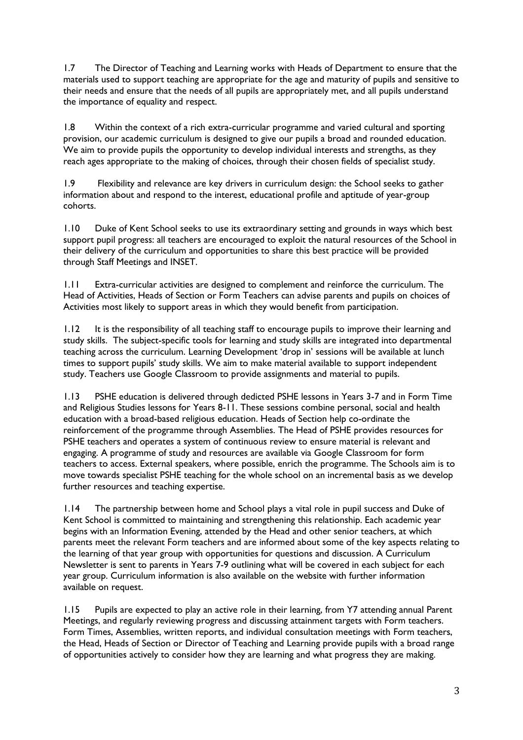1.7 The Director of Teaching and Learning works with Heads of Department to ensure that the materials used to support teaching are appropriate for the age and maturity of pupils and sensitive to their needs and ensure that the needs of all pupils are appropriately met, and all pupils understand the importance of equality and respect.

1.8 Within the context of a rich extra-curricular programme and varied cultural and sporting provision, our academic curriculum is designed to give our pupils a broad and rounded education. We aim to provide pupils the opportunity to develop individual interests and strengths, as they reach ages appropriate to the making of choices, through their chosen fields of specialist study.

1.9 Flexibility and relevance are key drivers in curriculum design: the School seeks to gather information about and respond to the interest, educational profile and aptitude of year-group cohorts.

1.10 Duke of Kent School seeks to use its extraordinary setting and grounds in ways which best support pupil progress: all teachers are encouraged to exploit the natural resources of the School in their delivery of the curriculum and opportunities to share this best practice will be provided through Staff Meetings and INSET.

1.11 Extra-curricular activities are designed to complement and reinforce the curriculum. The Head of Activities, Heads of Section or Form Teachers can advise parents and pupils on choices of Activities most likely to support areas in which they would benefit from participation.

1.12 It is the responsibility of all teaching staff to encourage pupils to improve their learning and study skills. The subject-specific tools for learning and study skills are integrated into departmental teaching across the curriculum. Learning Development 'drop in' sessions will be available at lunch times to support pupils' study skills. We aim to make material available to support independent study. Teachers use Google Classroom to provide assignments and material to pupils.

1.13 PSHE education is delivered through dedicted PSHE lessons in Years 3-7 and in Form Time and Religious Studies lessons for Years 8-11. These sessions combine personal, social and health education with a broad-based religious education. Heads of Section help co-ordinate the reinforcement of the programme through Assemblies. The Head of PSHE provides resources for PSHE teachers and operates a system of continuous review to ensure material is relevant and engaging. A programme of study and resources are available via Google Classroom for form teachers to access. External speakers, where possible, enrich the programme. The Schools aim is to move towards specialist PSHE teaching for the whole school on an incremental basis as we develop further resources and teaching expertise.

1.14 The partnership between home and School plays a vital role in pupil success and Duke of Kent School is committed to maintaining and strengthening this relationship. Each academic year begins with an Information Evening, attended by the Head and other senior teachers, at which parents meet the relevant Form teachers and are informed about some of the key aspects relating to the learning of that year group with opportunities for questions and discussion. A Curriculum Newsletter is sent to parents in Years 7-9 outlining what will be covered in each subject for each year group. Curriculum information is also available on the website with further information available on request.

1.15 Pupils are expected to play an active role in their learning, from Y7 attending annual Parent Meetings, and regularly reviewing progress and discussing attainment targets with Form teachers. Form Times, Assemblies, written reports, and individual consultation meetings with Form teachers, the Head, Heads of Section or Director of Teaching and Learning provide pupils with a broad range of opportunities actively to consider how they are learning and what progress they are making.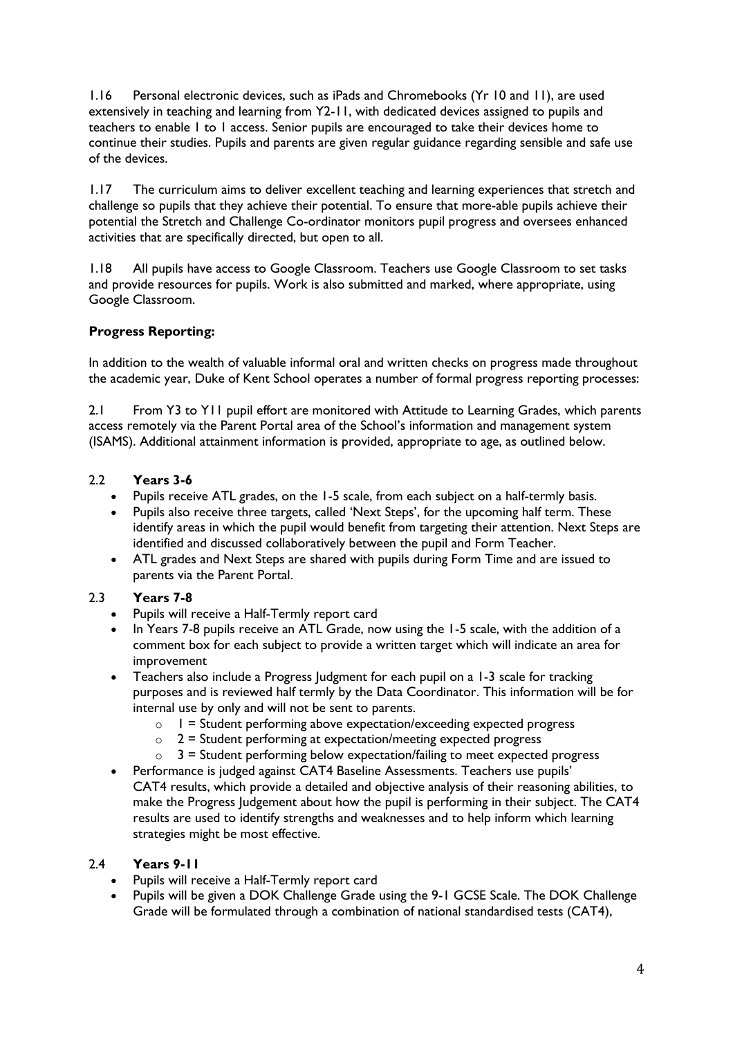1.16 Personal electronic devices, such as iPads and Chromebooks (Yr 10 and 11), are used extensively in teaching and learning from Y2-11, with dedicated devices assigned to pupils and teachers to enable 1 to 1 access. Senior pupils are encouraged to take their devices home to continue their studies. Pupils and parents are given regular guidance regarding sensible and safe use of the devices.

1.17 The curriculum aims to deliver excellent teaching and learning experiences that stretch and challenge so pupils that they achieve their potential. To ensure that more-able pupils achieve their potential the Stretch and Challenge Co-ordinator monitors pupil progress and oversees enhanced activities that are specifically directed, but open to all.

1.18 All pupils have access to Google Classroom. Teachers use Google Classroom to set tasks and provide resources for pupils. Work is also submitted and marked, where appropriate, using Google Classroom.

**Progress Reporting:**

In addition to the wealth of valuable informal oral and written checks on progress made throughout the academic year, Duke of Kent School operates a number of formal progress reporting processes:

2.1 From Y3 to Y11 pupil effort are monitored with Attitude to Learning Grades, which parents access remotely via the Parent Portal area of the School's information and management system (ISAMS). Additional attainment information is provided, appropriate to age, as outlined below.

2.2 **Years 3-6**

- Pupils receive ATL grades, on the 1-5 scale, from each subject on a half-termly basis.
- Pupils also receive three targets, called 'Next Steps', for the upcoming half term. These identify areas in which the pupil would benefit from targeting their attention. Next Steps are identified and discussed collaboratively between the pupil and Form Teacher.
- ATL grades and Next Steps are shared with pupils during Form Time and are issued to parents via the Parent Portal.

2.3 **Years 7-8**

- Pupils will receive a Half-Termly report card
- In Years 7-8 pupils receive an ATL Grade, now using the 1-5 scale, with the addition of a comment box for each subject to provide a written target which will indicate an area for improvement
- Teachers also include a Progress Judgment for each pupil on a 1-3 scale for tracking purposes and is reviewed half termly by the Data Coordinator. This information will be for internal use by only and will not be sent to parents.
  - 1 = Student performing above expectation/exceeding expected progress
  - 2 = Student performing at expectation/meeting expected progress
  - 3 = Student performing below expectation/failing to meet expected progress
- Performance is judged against CAT4 Baseline Assessments. Teachers use pupils' CAT4 results, which provide a detailed and objective analysis of their reasoning abilities, to make the Progress Judgement about how the pupil is performing in their subject. The CAT4 results are used to identify strengths and weaknesses and to help inform which learning strategies might be most effective.

2.4 **Years 9-11**

- Pupils will receive a Half-Termly report card
- Pupils will be given a DOK Challenge Grade using the 9-1 GCSE Scale. The DOK Challenge Grade will be formulated through a combination of national standardised tests (CAT4),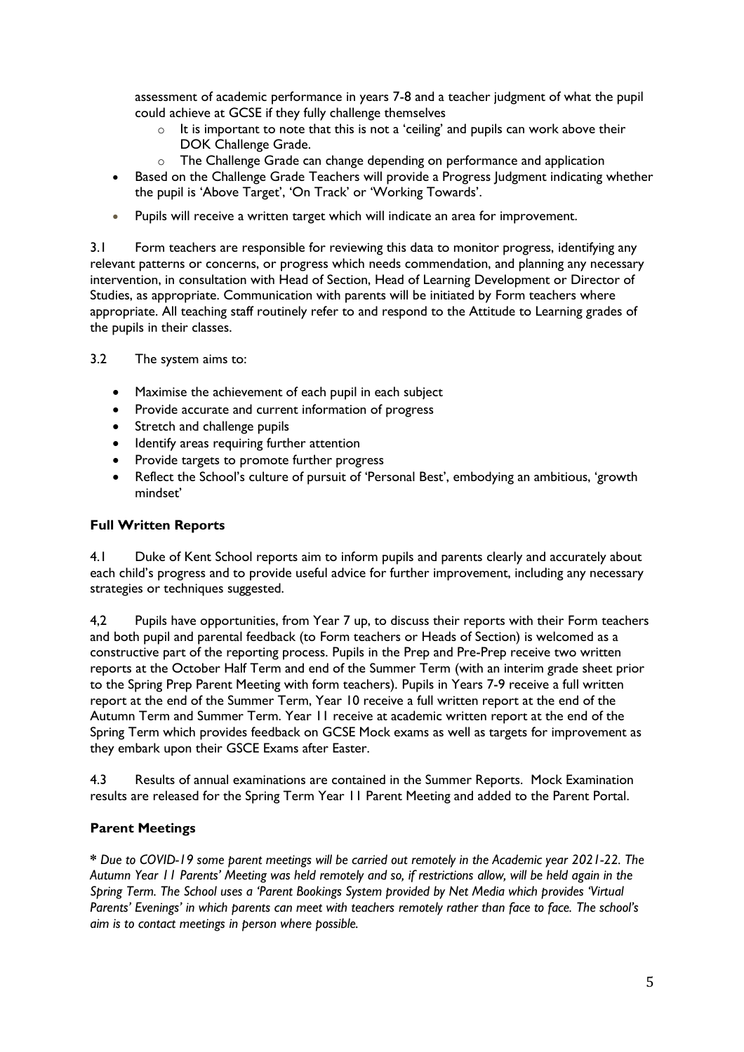assessment of academic performance in years 7-8 and a teacher judgment of what the pupil could achieve at GCSE if they fully challenge themselves

  - It is important to note that this is not a 'ceiling' and pupils can work above their DOK Challenge Grade.
  - The Challenge Grade can change depending on performance and application
- Based on the Challenge Grade Teachers will provide a Progress Judgment indicating whether the pupil is 'Above Target', 'On Track' or 'Working Towards'.
- Pupils will receive a written target which will indicate an area for improvement.

3.1 Form teachers are responsible for reviewing this data to monitor progress, identifying any relevant patterns or concerns, or progress which needs commendation, and planning any necessary intervention, in consultation with Head of Section, Head of Learning Development or Director of Studies, as appropriate. Communication with parents will be initiated by Form teachers where appropriate. All teaching staff routinely refer to and respond to the Attitude to Learning grades of the pupils in their classes.

3.2 The system aims to:

- Maximise the achievement of each pupil in each subject
- Provide accurate and current information of progress
- Stretch and challenge pupils
- Identify areas requiring further attention
- Provide targets to promote further progress
- Reflect the School's culture of pursuit of 'Personal Best', embodying an ambitious, 'growth mindset'

**Full Written Reports**

4.1 Duke of Kent School reports aim to inform pupils and parents clearly and accurately about each child's progress and to provide useful advice for further improvement, including any necessary strategies or techniques suggested.

4,2 Pupils have opportunities, from Year 7 up, to discuss their reports with their Form teachers and both pupil and parental feedback (to Form teachers or Heads of Section) is welcomed as a constructive part of the reporting process. Pupils in the Prep and Pre-Prep receive two written reports at the October Half Term and end of the Summer Term (with an interim grade sheet prior to the Spring Prep Parent Meeting with form teachers). Pupils in Years 7-9 receive a full written report at the end of the Summer Term, Year 10 receive a full written report at the end of the Autumn Term and Summer Term. Year 11 receive at academic written report at the end of the Spring Term which provides feedback on GCSE Mock exams as well as targets for improvement as they embark upon their GSCE Exams after Easter.

4.3 Results of annual examinations are contained in the Summer Reports. Mock Examination results are released for the Spring Term Year 11 Parent Meeting and added to the Parent Portal.

**Parent Meetings**

*\* Due to COVID-19 some parent meetings will be carried out remotely in the Academic year 2021-22. The Autumn Year 11 Parents' Meeting was held remotely and so, if restrictions allow, will be held again in the Spring Term. The School uses a 'Parent Bookings System provided by Net Media which provides 'Virtual Parents' Evenings' in which parents can meet with teachers remotely rather than face to face. The school's aim is to contact meetings in person where possible.*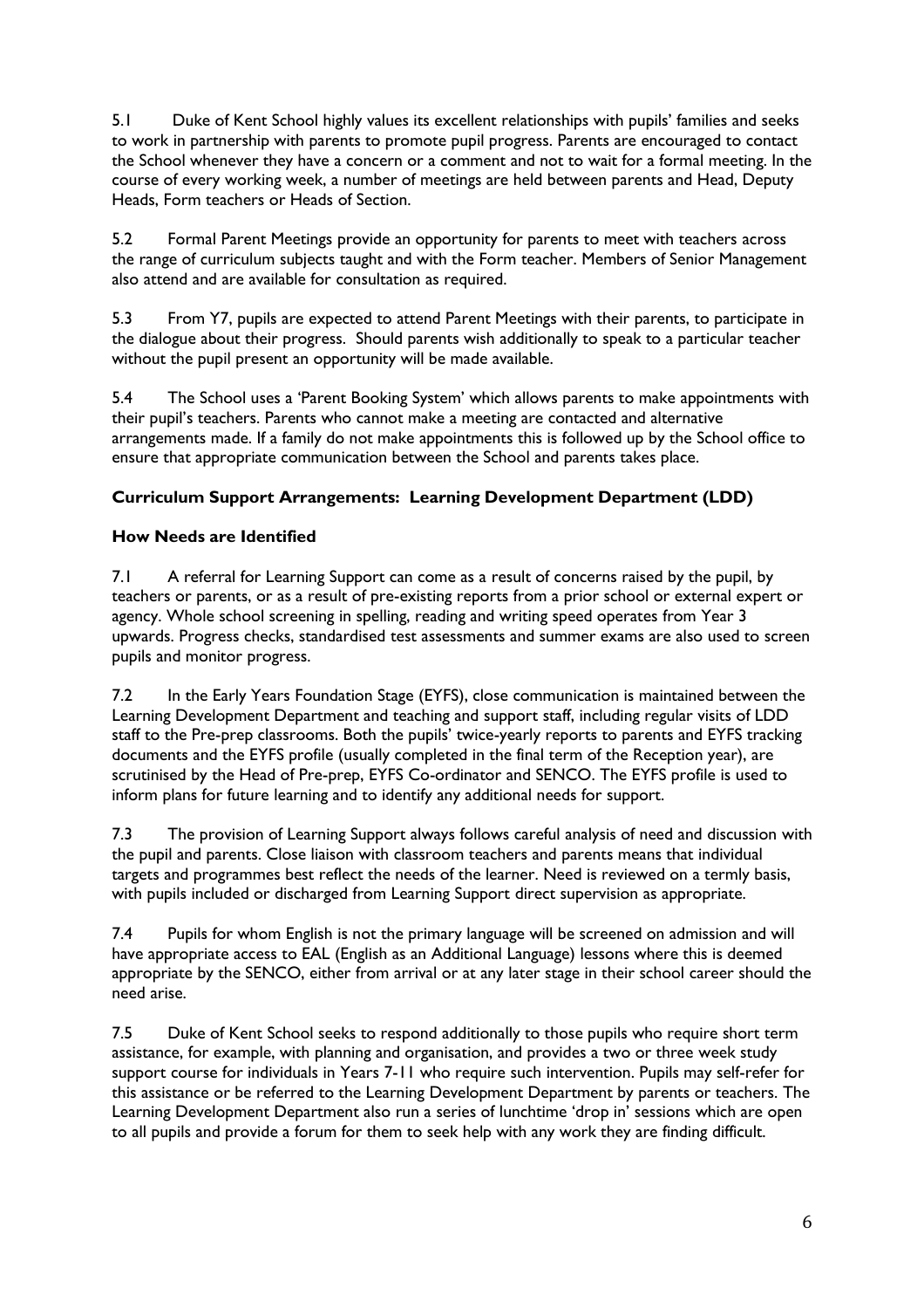5.1 Duke of Kent School highly values its excellent relationships with pupils' families and seeks to work in partnership with parents to promote pupil progress. Parents are encouraged to contact the School whenever they have a concern or a comment and not to wait for a formal meeting. In the course of every working week, a number of meetings are held between parents and Head, Deputy Heads, Form teachers or Heads of Section.

5.2 Formal Parent Meetings provide an opportunity for parents to meet with teachers across the range of curriculum subjects taught and with the Form teacher. Members of Senior Management also attend and are available for consultation as required.

5.3 From Y7, pupils are expected to attend Parent Meetings with their parents, to participate in the dialogue about their progress. Should parents wish additionally to speak to a particular teacher without the pupil present an opportunity will be made available.

5.4 The School uses a 'Parent Booking System' which allows parents to make appointments with their pupil's teachers. Parents who cannot make a meeting are contacted and alternative arrangements made. If a family do not make appointments this is followed up by the School office to ensure that appropriate communication between the School and parents takes place.

## Curriculum Support Arrangements: Learning Development Department (LDD)

### How Needs are Identified

7.1 A referral for Learning Support can come as a result of concerns raised by the pupil, by teachers or parents, or as a result of pre-existing reports from a prior school or external expert or agency. Whole school screening in spelling, reading and writing speed operates from Year 3 upwards. Progress checks, standardised test assessments and summer exams are also used to screen pupils and monitor progress.

7.2 In the Early Years Foundation Stage (EYFS), close communication is maintained between the Learning Development Department and teaching and support staff, including regular visits of LDD staff to the Pre-prep classrooms. Both the pupils' twice-yearly reports to parents and EYFS tracking documents and the EYFS profile (usually completed in the final term of the Reception year), are scrutinised by the Head of Pre-prep, EYFS Co-ordinator and SENCO. The EYFS profile is used to inform plans for future learning and to identify any additional needs for support.

7.3 The provision of Learning Support always follows careful analysis of need and discussion with the pupil and parents. Close liaison with classroom teachers and parents means that individual targets and programmes best reflect the needs of the learner. Need is reviewed on a termly basis, with pupils included or discharged from Learning Support direct supervision as appropriate.

7.4 Pupils for whom English is not the primary language will be screened on admission and will have appropriate access to EAL (English as an Additional Language) lessons where this is deemed appropriate by the SENCO, either from arrival or at any later stage in their school career should the need arise.

7.5 Duke of Kent School seeks to respond additionally to those pupils who require short term assistance, for example, with planning and organisation, and provides a two or three week study support course for individuals in Years 7-11 who require such intervention. Pupils may self-refer for this assistance or be referred to the Learning Development Department by parents or teachers. The Learning Development Department also run a series of lunchtime 'drop in' sessions which are open to all pupils and provide a forum for them to seek help with any work they are finding difficult.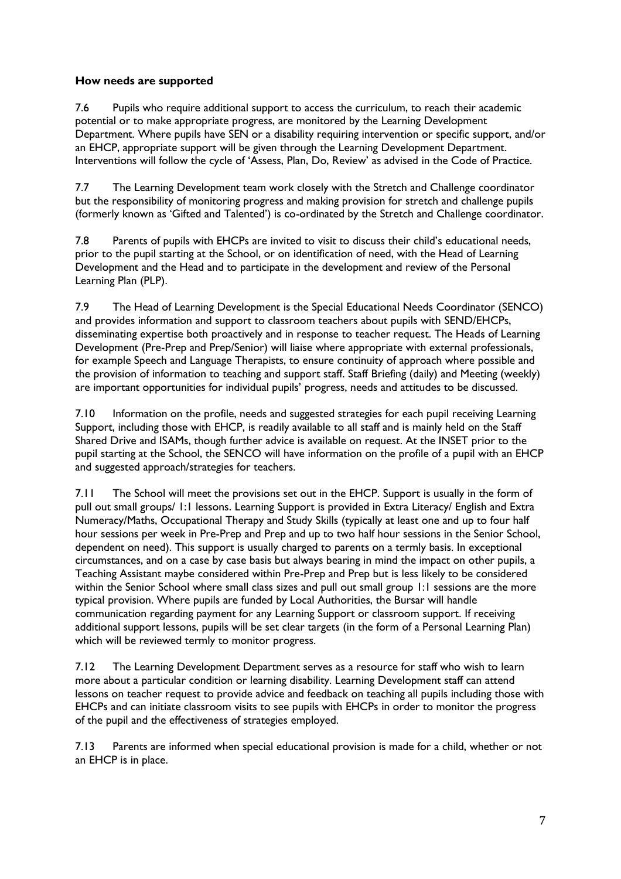**How needs are supported**

7.6 Pupils who require additional support to access the curriculum, to reach their academic potential or to make appropriate progress, are monitored by the Learning Development Department. Where pupils have SEN or a disability requiring intervention or specific support, and/or an EHCP, appropriate support will be given through the Learning Development Department. Interventions will follow the cycle of 'Assess, Plan, Do, Review' as advised in the Code of Practice.

7.7 The Learning Development team work closely with the Stretch and Challenge coordinator but the responsibility of monitoring progress and making provision for stretch and challenge pupils (formerly known as 'Gifted and Talented') is co-ordinated by the Stretch and Challenge coordinator.

7.8 Parents of pupils with EHCPs are invited to visit to discuss their child's educational needs, prior to the pupil starting at the School, or on identification of need, with the Head of Learning Development and the Head and to participate in the development and review of the Personal Learning Plan (PLP).

7.9 The Head of Learning Development is the Special Educational Needs Coordinator (SENCO) and provides information and support to classroom teachers about pupils with SEND/EHCPs, disseminating expertise both proactively and in response to teacher request. The Heads of Learning Development (Pre-Prep and Prep/Senior) will liaise where appropriate with external professionals, for example Speech and Language Therapists, to ensure continuity of approach where possible and the provision of information to teaching and support staff. Staff Briefing (daily) and Meeting (weekly) are important opportunities for individual pupils' progress, needs and attitudes to be discussed.

7.10 Information on the profile, needs and suggested strategies for each pupil receiving Learning Support, including those with EHCP, is readily available to all staff and is mainly held on the Staff Shared Drive and ISAMs, though further advice is available on request. At the INSET prior to the pupil starting at the School, the SENCO will have information on the profile of a pupil with an EHCP and suggested approach/strategies for teachers.

7.11 The School will meet the provisions set out in the EHCP. Support is usually in the form of pull out small groups/ 1:1 lessons. Learning Support is provided in Extra Literacy/ English and Extra Numeracy/Maths, Occupational Therapy and Study Skills (typically at least one and up to four half hour sessions per week in Pre-Prep and Prep and up to two half hour sessions in the Senior School, dependent on need). This support is usually charged to parents on a termly basis. In exceptional circumstances, and on a case by case basis but always bearing in mind the impact on other pupils, a Teaching Assistant maybe considered within Pre-Prep and Prep but is less likely to be considered within the Senior School where small class sizes and pull out small group 1:1 sessions are the more typical provision. Where pupils are funded by Local Authorities, the Bursar will handle communication regarding payment for any Learning Support or classroom support. If receiving additional support lessons, pupils will be set clear targets (in the form of a Personal Learning Plan) which will be reviewed termly to monitor progress.

7.12 The Learning Development Department serves as a resource for staff who wish to learn more about a particular condition or learning disability. Learning Development staff can attend lessons on teacher request to provide advice and feedback on teaching all pupils including those with EHCPs and can initiate classroom visits to see pupils with EHCPs in order to monitor the progress of the pupil and the effectiveness of strategies employed.

7.13 Parents are informed when special educational provision is made for a child, whether or not an EHCP is in place.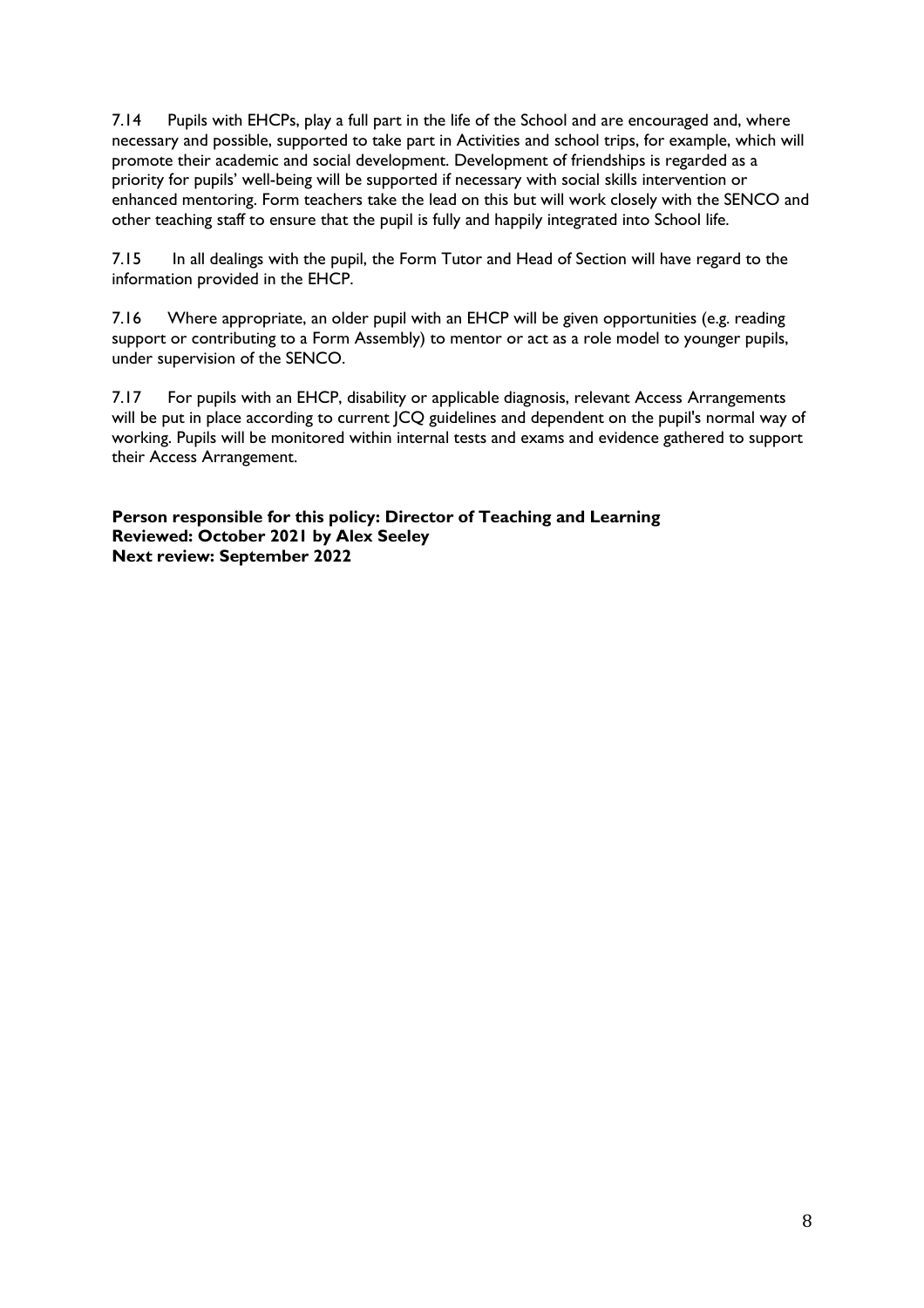7.14 Pupils with EHCPs, play a full part in the life of the School and are encouraged and, where necessary and possible, supported to take part in Activities and school trips, for example, which will promote their academic and social development. Development of friendships is regarded as a priority for pupils' well-being will be supported if necessary with social skills intervention or enhanced mentoring. Form teachers take the lead on this but will work closely with the SENCO and other teaching staff to ensure that the pupil is fully and happily integrated into School life.

7.15 In all dealings with the pupil, the Form Tutor and Head of Section will have regard to the information provided in the EHCP.

7.16 Where appropriate, an older pupil with an EHCP will be given opportunities (e.g. reading support or contributing to a Form Assembly) to mentor or act as a role model to younger pupils, under supervision of the SENCO.

7.17 For pupils with an EHCP, disability or applicable diagnosis, relevant Access Arrangements will be put in place according to current JCQ guidelines and dependent on the pupil's normal way of working. Pupils will be monitored within internal tests and exams and evidence gathered to support their Access Arrangement.

**Person responsible for this policy: Director of Teaching and Learning**
**Reviewed: October 2021 by Alex Seeley**
**Next review: September 2022**